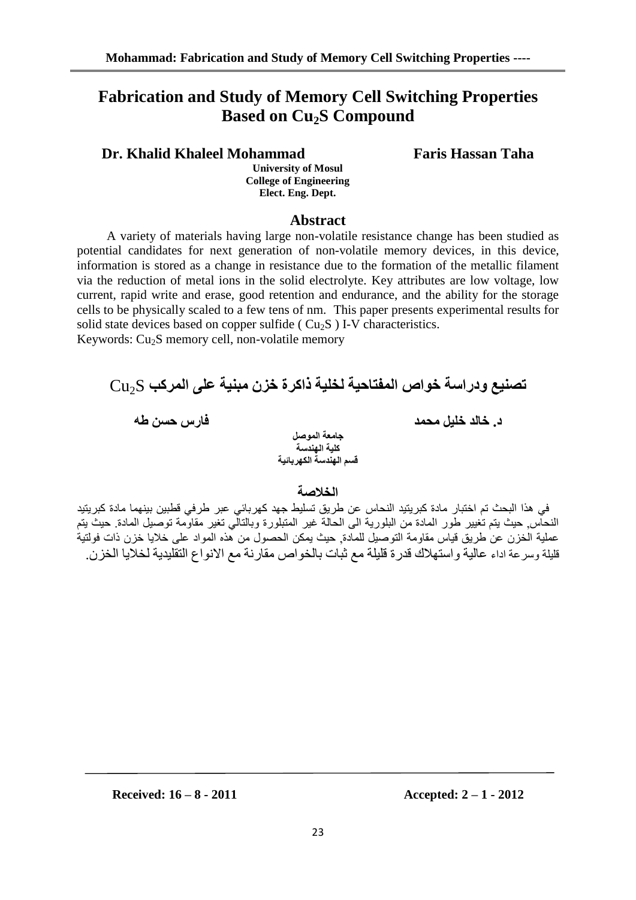# Fabrication and Study of Memory Cell Switching Properties Based on $Cu_2S$ Compound

**Dr. Khalid Khaleel Mohammad** **Faris Hassan Taha**

**University of Mosul**
**College of Engineering**
**Elect. Eng. Dept.**

## Abstract

A variety of materials having large non-volatile resistance change has been studied as potential candidates for next generation of non-volatile memory devices, in this device, information is stored as a change in resistance due to the formation of the metallic filament via the reduction of metal ions in the solid electrolyte. Key attributes are low voltage, low current, rapid write and erase, good retention and endurance, and the ability for the storage cells to be physically scaled to a few tens of nm. This paper presents experimental results for solid state devices based on copper sulfide ( $Cu_2S$ ) I-V characteristics.

Keywords: $Cu_2S$ memory cell, non-volatile memory

# تصنيع ودراسة خواص المفتاحية لخلية ذاكرة خزن مبنية على المركب $Cu_2S$

**د. خالد خليل محمد** **فارس حسن طه**

**جامعة الموصل**
**كلية الهندسة**
**قسم الهندسة الكهربائية**

## الخلاصة

في هذا البحث تم اختبار مادة كبريتيد النحاس عن طريق تسليط جهد كهربائي عبر طرفي قطبين بينهما مادة كبريتيد النحاس, حيث يتم تغيير طور المادة من البلورية الى الحالة غير المتبلورة وبالتالي تغير مقاومة توصيل المادة. حيث يتم عملية الخزن عن طريق قياس مقاومة التوصيل للمادة, حيث يمكن الحصول من هذه المواد على خلايا خزن ذات فولتية قليلة وسرعة اداء عالية واستهلاك قدرة قليلة مع ثبات بالخواص مقارنة مع الانواع التقليدية لخلايا الخزن.

**Received: 16 – 8 - 2011** **Accepted: 2 – 1 - 2012**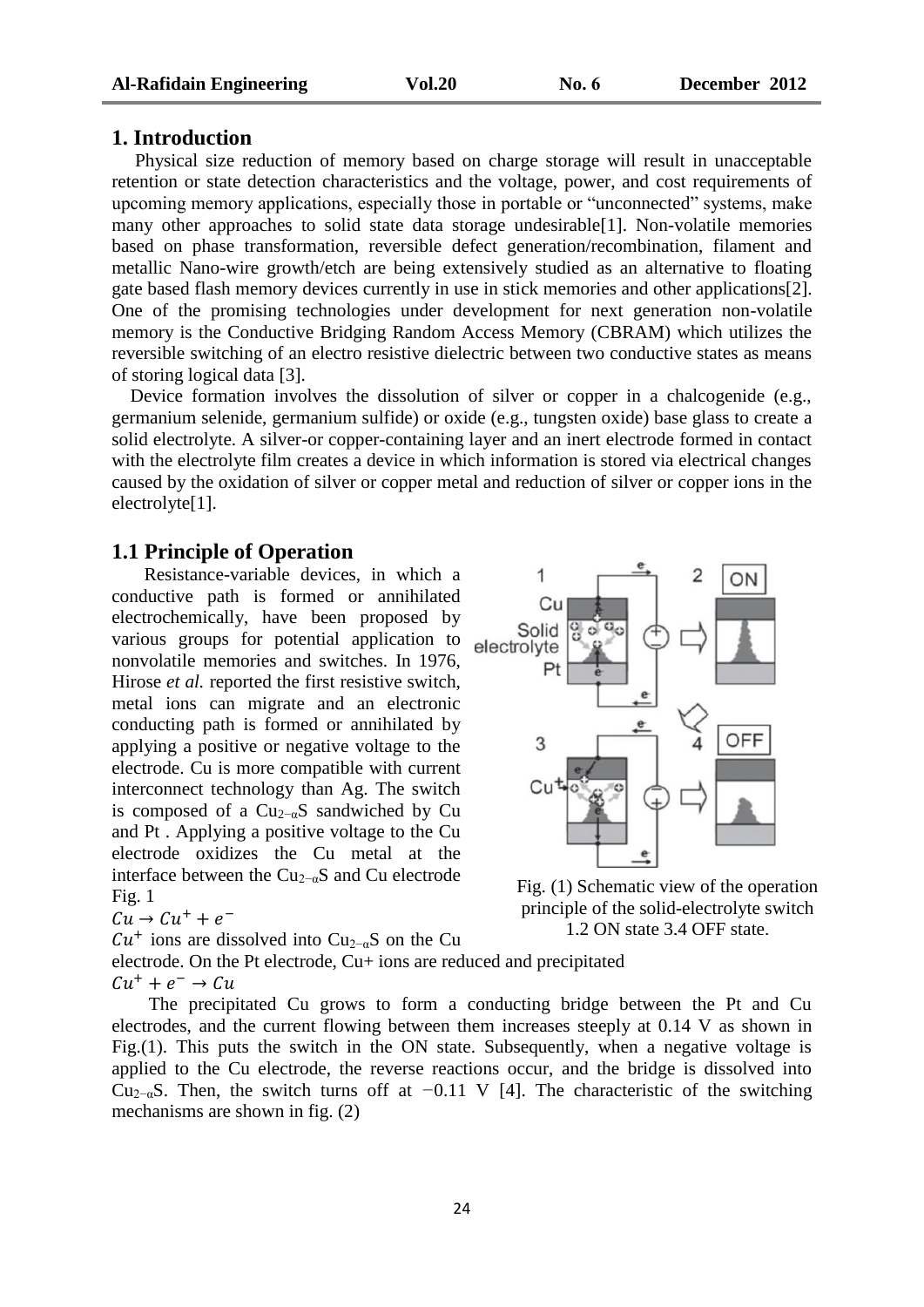## 1. Introduction

Physical size reduction of memory based on charge storage will result in unacceptable retention or state detection characteristics and the voltage, power, and cost requirements of upcoming memory applications, especially those in portable or "unconnected" systems, make many other approaches to solid state data storage undesirable[1]. Non-volatile memories based on phase transformation, reversible defect generation/recombination, filament and metallic Nano-wire growth/etch are being extensively studied as an alternative to floating gate based flash memory devices currently in use in stick memories and other applications[2]. One of the promising technologies under development for next generation non-volatile memory is the Conductive Bridging Random Access Memory (CBRAM) which utilizes the reversible switching of an electro resistive dielectric between two conductive states as means of storing logical data [3].

Device formation involves the dissolution of silver or copper in a chalcogenide (e.g., germanium selenide, germanium sulfide) or oxide (e.g., tungsten oxide) base glass to create a solid electrolyte. A silver-or copper-containing layer and an inert electrode formed in contact with the electrolyte film creates a device in which information is stored via electrical changes caused by the oxidation of silver or copper metal and reduction of silver or copper ions in the electrolyte[1].

### 1.1 Principle of Operation

Resistance-variable devices, in which a conductive path is formed or annihilated electrochemically, have been proposed by various groups for potential application to nonvolatile memories and switches. In 1976, Hirose *et al.* reported the first resistive switch, metal ions can migrate and an electronic conducting path is formed or annihilated by applying a positive or negative voltage to the electrode. Cu is more compatible with current interconnect technology than Ag. The switch is composed of a $Cu_{2-\alpha}S$ sandwiched by Cu and Pt . Applying a positive voltage to the Cu electrode oxidizes the Cu metal at the interface between the $Cu_{2-\alpha}S$ and Cu electrode Fig. 1

$Cu \rightarrow Cu^{+} + e^{-}$

$Cu^{+}$ ions are dissolved into $Cu_{2-\alpha}S$ on the Cu electrode. On the Pt electrode, Cu+ ions are reduced and precipitated

$Cu^{+} + e^{-} \rightarrow Cu$

Fig. (1) Schematic view of the operation principle of the solid-electrolyte switch 1.2 ON state 3.4 OFF state.

The precipitated Cu grows to form a conducting bridge between the Pt and Cu electrodes, and the current flowing between them increases steeply at 0.14 V as shown in Fig.(1). This puts the switch in the ON state. Subsequently, when a negative voltage is applied to the Cu electrode, the reverse reactions occur, and the bridge is dissolved into $Cu_{2-\alpha}S$. Then, the switch turns off at −0.11 V [4]. The characteristic of the switching mechanisms are shown in fig. (2)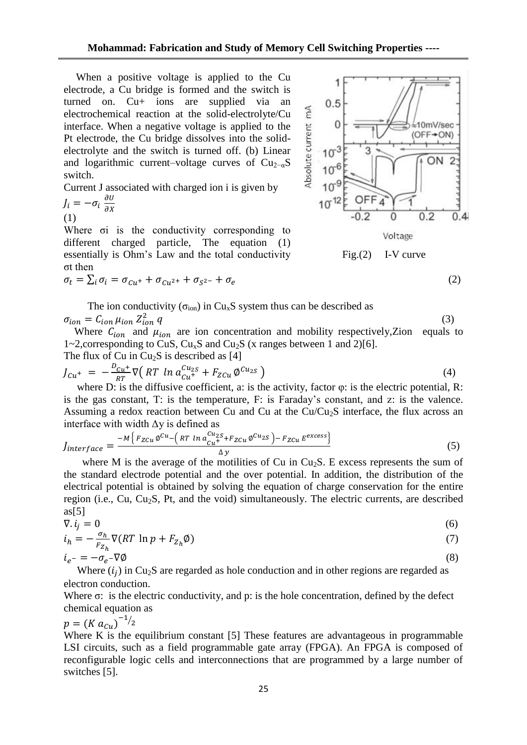When a positive voltage is applied to the Cu electrode, a Cu bridge is formed and the switch is turned on. Cu+ ions are supplied via an electrochemical reaction at the solid-electrolyte/Cu interface. When a negative voltage is applied to the Pt electrode, the Cu bridge dissolves into the solid-electrolyte and the switch is turned off. (b) Linear and logarithmic current–voltage curves of $Cu_{2-\alpha}S$ switch.

Current J associated with charged ion i is given by

$$J_i = -\sigma_i \frac{\partial U}{\partial X} \quad (1)$$

Where σi is the conductivity corresponding to different charged particle, The equation (1) essentially is Ohm's Law and the total conductivity σt then

Fig.(2) I-V curve

$$\sigma_t = \sum_i \sigma_i = \sigma_{Cu^+} + \sigma_{Cu^{2+}} + \sigma_{S^{2-}} + \sigma_e \quad (2)$$

The ion conductivity ($\sigma_{ion}$) in $Cu_xS$ system thus can be described as

$$\sigma_{ion} = C_{ion}\,\mu_{ion}\,Z_{ion}^2\,q \quad (3)$$

Where $C_{ion}$ and $\mu_{ion}$ are ion concentration and mobility respectively,Zion equals to 1~2,corresponding to CuS, $Cu_xS$ and $Cu_2S$ (x ranges between 1 and 2)[6].

The flux of Cu in $Cu_2S$ is described as [4]

$$J_{Cu^+} = -\frac{D_{Cu^+}}{RT}\nabla\left( RT\ \ln a_{Cu^+}^{Cu_2S} + F_{ZCu}\,\emptyset^{Cu_2S} \right) \quad (4)$$

where D: is the diffusive coefficient, a: is the activity, factor φ: is the electric potential, R: is the gas constant, T: is the temperature, F: is Faraday's constant, and z: is the valence. Assuming a redox reaction between Cu and Cu at the $Cu/Cu_2S$ interface, the flux across an interface with width Δy is defined as

$$J_{interface} = \frac{-M\left\{ F_{ZCu}\,\emptyset^{Cu} - \left( RT\ \ln a_{Cu^+}^{Cu_2S} + F_{ZCu}\,\emptyset^{Cu_2S} \right) - F_{ZCu}\,E^{excess} \right\}}{\Delta y} \quad (5)$$

where M is the average of the motilities of Cu in $Cu_2S$. E excess represents the sum of the standard electrode potential and the over potential. In addition, the distribution of the electrical potential is obtained by solving the equation of charge conservation for the entire region (i.e., Cu, $Cu_2S$, Pt, and the void) simultaneously. The electric currents, are described as[5]

$$\nabla . i_j = 0 \quad (6)$$

$$i_h = -\frac{\sigma_h}{F_{Z_h}}\nabla(RT\ \ln p + F_{Z_h}\emptyset) \quad (7)$$

$$i_{e^-} = -\sigma_{e^-}\nabla\emptyset \quad (8)$$

Where ($i_j$) in $Cu_2S$ are regarded as hole conduction and in other regions are regarded as electron conduction.

Where σ: is the electric conductivity, and p: is the hole concentration, defined by the defect chemical equation as

$$p = (K\,a_{Cu})^{-1/2}$$

Where K is the equilibrium constant [5] These features are advantageous in programmable LSI circuits, such as a field programmable gate array (FPGA). An FPGA is composed of reconfigurable logic cells and interconnections that are programmed by a large number of switches [5].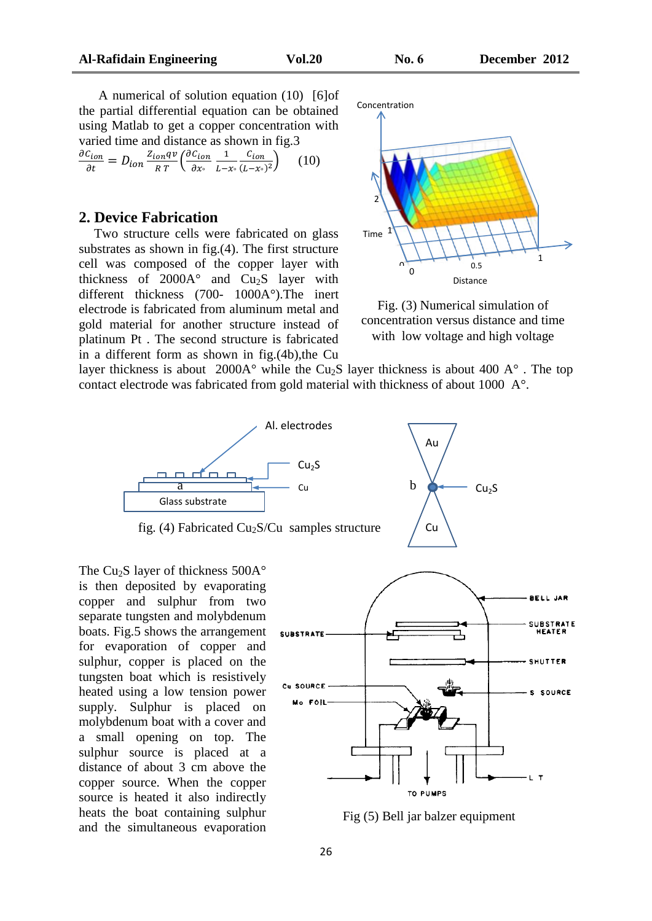A numerical of solution equation (10) [6]of the partial differential equation can be obtained using Matlab to get a copper concentration with varied time and distance as shown in fig.3

$$\frac{\partial C_{ion}}{\partial t} = D_{ion} \frac{Z_{ion} q v}{R\,T} \left( \frac{\partial C_{ion}}{\partial x_{\circ}} \frac{1}{L - x_{\circ}} \frac{C_{ion}}{(L - x_{\circ})^2} \right) \quad (10)$$

Fig. (3) Numerical simulation of concentration versus distance and time with low voltage and high voltage

## 2. Device Fabrication

Two structure cells were fabricated on glass substrates as shown in fig.(4). The first structure cell was composed of the copper layer with thickness of 2000A° and $Cu_2S$ layer with different thickness (700- 1000A°).The inert electrode is fabricated from aluminum metal and gold material for another structure instead of platinum Pt . The second structure is fabricated in a different form as shown in fig.(4b),the Cu layer thickness is about 2000A° while the $Cu_2S$ layer thickness is about 400 A° . The top contact electrode was fabricated from gold material with thickness of about 1000 A°.

fig. (4) Fabricated $Cu_2S$/Cu samples structure

The $Cu_2S$ layer of thickness 500A° is then deposited by evaporating copper and sulphur from two separate tungsten and molybdenum boats. Fig.5 shows the arrangement for evaporation of copper and sulphur, copper is placed on the tungsten boat which is resistively heated using a low tension power supply. Sulphur is placed on molybdenum boat with a cover and a small opening on top. The sulphur source is placed at a distance of about 3 cm above the copper source. When the copper source is heated it also indirectly heats the boat containing sulphur and the simultaneous evaporation

Fig (5) Bell jar balzer equipment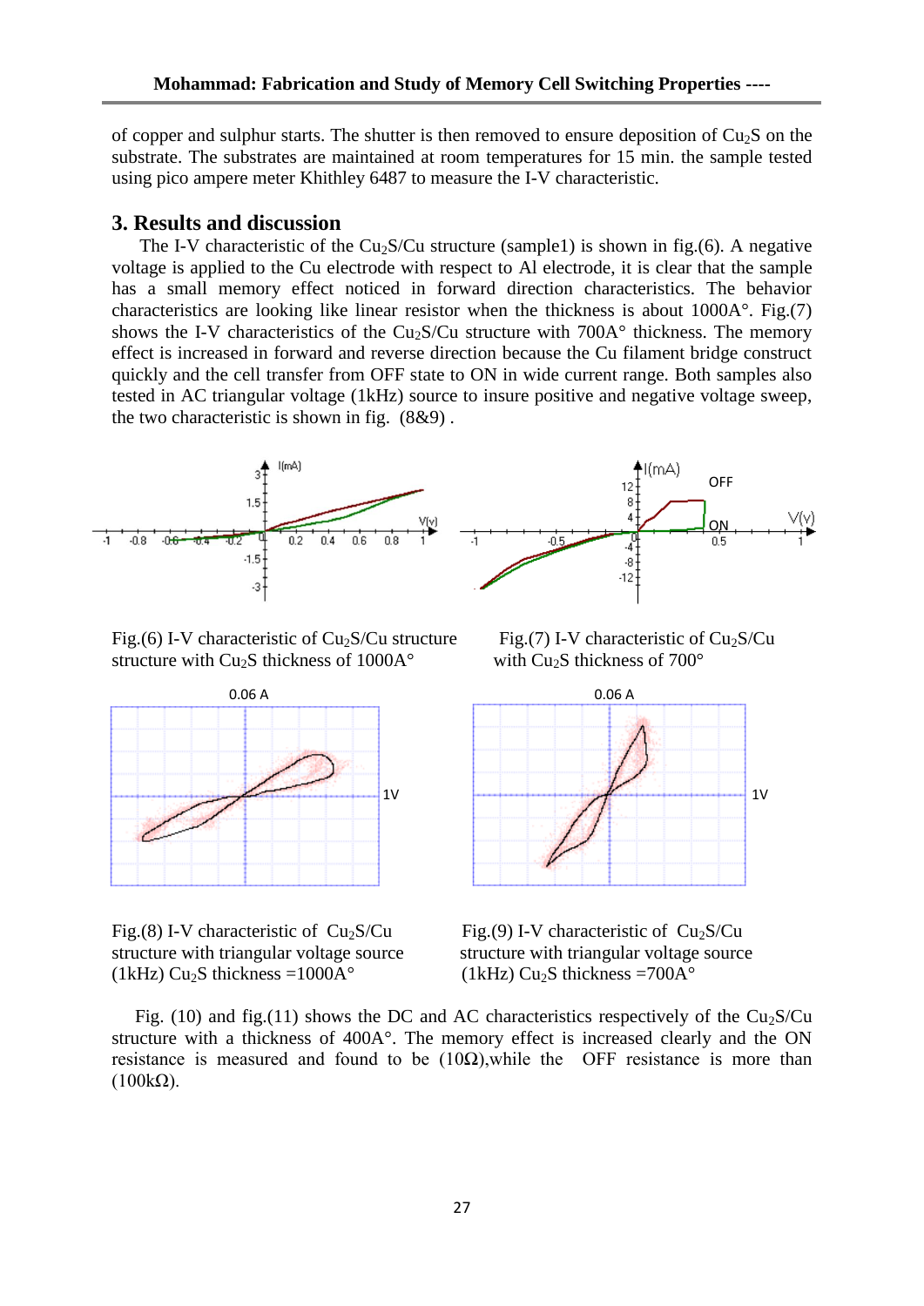of copper and sulphur starts. The shutter is then removed to ensure deposition of $Cu_2S$ on the substrate. The substrates are maintained at room temperatures for 15 min. the sample tested using pico ampere meter Khithley 6487 to measure the I-V characteristic.

## 3. Results and discussion

The I-V characteristic of the $Cu_2S$/Cu structure (sample1) is shown in fig.(6). A negative voltage is applied to the Cu electrode with respect to Al electrode, it is clear that the sample has a small memory effect noticed in forward direction characteristics. The behavior characteristics are looking like linear resistor when the thickness is about 1000A°. Fig.(7) shows the I-V characteristics of the $Cu_2S$/Cu structure with 700A° thickness. The memory effect is increased in forward and reverse direction because the Cu filament bridge construct quickly and the cell transfer from OFF state to ON in wide current range. Both samples also tested in AC triangular voltage (1kHz) source to insure positive and negative voltage sweep, the two characteristic is shown in fig. (8&9) .

Fig.(6) I-V characteristic of $Cu_2S$/Cu structure structure with $Cu_2S$ thickness of 1000A°

Fig.(7) I-V characteristic of $Cu_2S$/Cu with $Cu_2S$ thickness of 700°

Fig.(8) I-V characteristic of $Cu_2S$/Cu structure with triangular voltage source (1kHz) $Cu_2S$ thickness =1000A°

Fig.(9) I-V characteristic of $Cu_2S$/Cu structure with triangular voltage source (1kHz) $Cu_2S$ thickness =700A°

Fig. (10) and fig.(11) shows the DC and AC characteristics respectively of the $Cu_2S$/Cu structure with a thickness of 400A°. The memory effect is increased clearly and the ON resistance is measured and found to be (10Ω),while the OFF resistance is more than (100kΩ).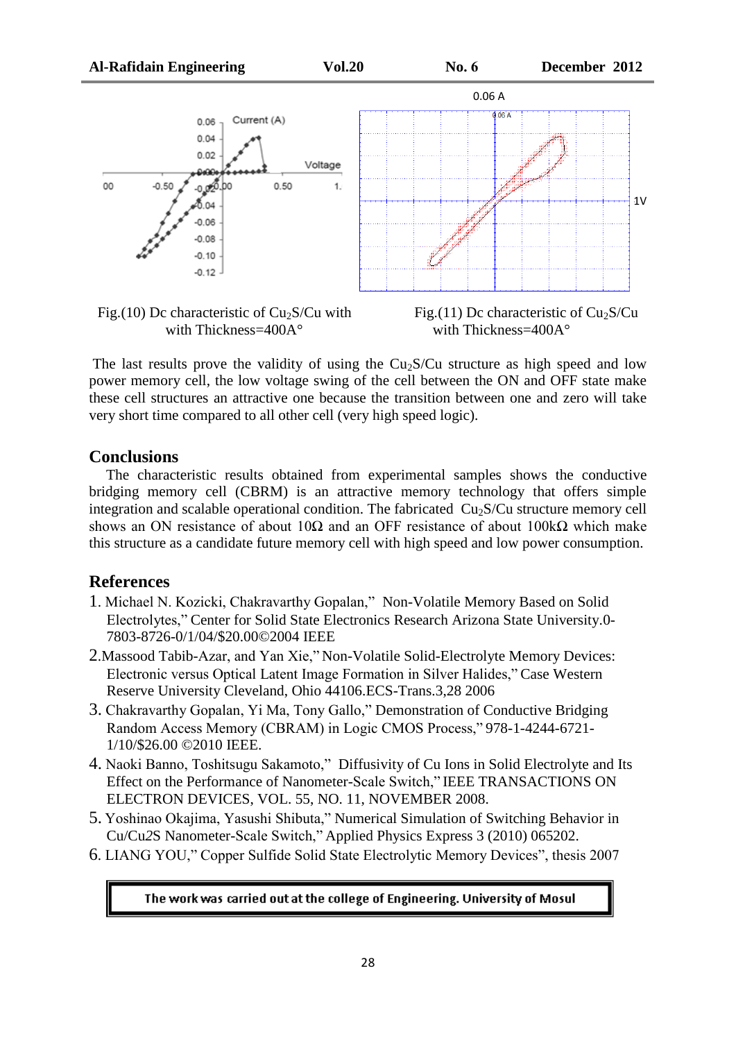0.06 A

Current (A)

0.06

0.04

0.02

0.00

-0.50

-0.02

0.00

0.50

1.

-0.04

-0.06

-0.08

-0.10

-0.12

Voltage

00

0.06 A

1V

Fig.(10) Dc characteristic of $Cu_2S$/Cu with with Thickness=400A°

Fig.(11) Dc characteristic of $Cu_2S$/Cu with Thickness=400A°

The last results prove the validity of using the $Cu_2S$/Cu structure as high speed and low power memory cell, the low voltage swing of the cell between the ON and OFF state make these cell structures an attractive one because the transition between one and zero will take very short time compared to all other cell (very high speed logic).

## Conclusions

The characteristic results obtained from experimental samples shows the conductive bridging memory cell (CBRM) is an attractive memory technology that offers simple integration and scalable operational condition. The fabricated $Cu_2S$/Cu structure memory cell shows an ON resistance of about 10Ω and an OFF resistance of about 100kΩ which make this structure as a candidate future memory cell with high speed and low power consumption.

## References

1. Michael N. Kozicki, Chakravarthy Gopalan," Non-Volatile Memory Based on Solid Electrolytes," Center for Solid State Electronics Research Arizona State University.0-7803-8726-0/1/04/$20.00©2004 IEEE
2. Massood Tabib-Azar, and Yan Xie," Non-Volatile Solid-Electrolyte Memory Devices: Electronic versus Optical Latent Image Formation in Silver Halides," Case Western Reserve University Cleveland, Ohio 44106.ECS-Trans.3,28 2006
3. Chakravarthy Gopalan, Yi Ma, Tony Gallo," Demonstration of Conductive Bridging Random Access Memory (CBRAM) in Logic CMOS Process," 978-1-4244-6721-1/10/$26.00 ©2010 IEEE.
4. Naoki Banno, Toshitsugu Sakamoto," Diffusivity of Cu Ions in Solid Electrolyte and Its Effect on the Performance of Nanometer-Scale Switch," IEEE TRANSACTIONS ON ELECTRON DEVICES, VOL. 55, NO. 11, NOVEMBER 2008.
5. Yoshinao Okajima, Yasushi Shibuta," Numerical Simulation of Switching Behavior in Cu/Cu2S Nanometer-Scale Switch," Applied Physics Express 3 (2010) 065202.
6. LIANG YOU," Copper Sulfide Solid State Electrolytic Memory Devices", thesis 2007

**The work was carried out at the college of Engineering. University of Mosul**